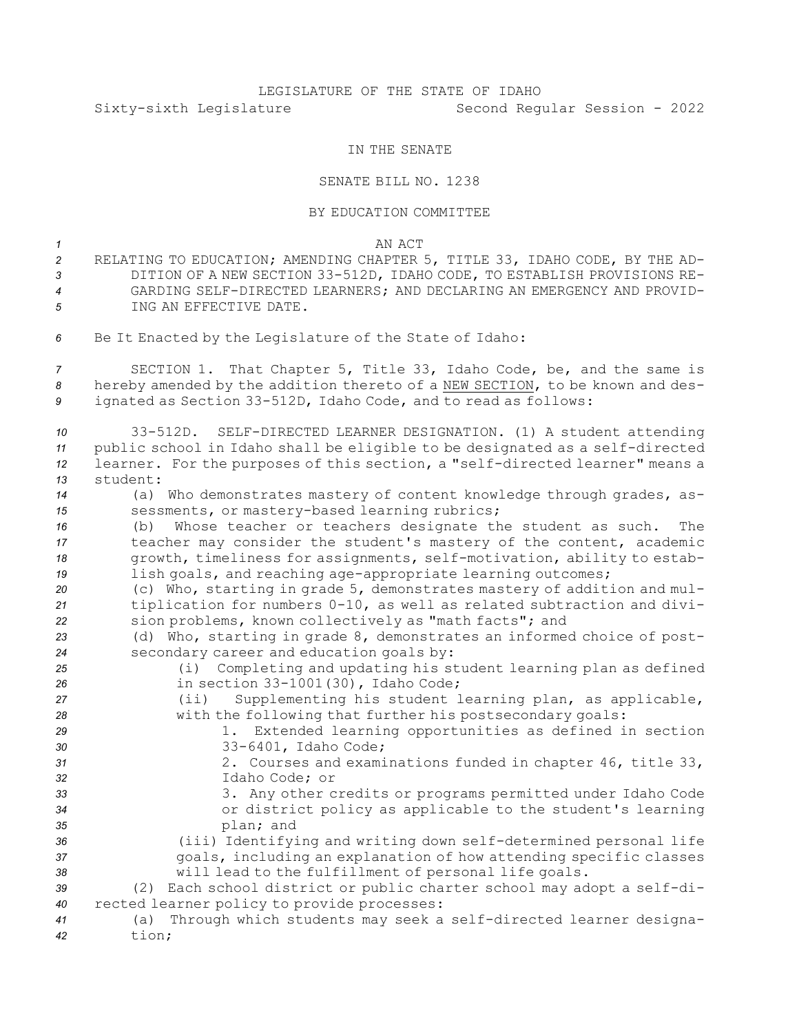LEGISLATURE OF THE STATE OF IDAHO

Sixty-sixth Legislature Second Regular Session - 2022

IN THE SENATE

SENATE BILL NO. 1238

BY EDUCATION COMMITTEE

AN ACT

RELATING TO EDUCATION; AMENDING CHAPTER 5, TITLE 33, IDAHO CODE, BY THE ADDITION OF A NEW SECTION 33-512D, IDAHO CODE, TO ESTABLISH PROVISIONS REGARDING SELF-DIRECTED LEARNERS; AND DECLARING AN EMERGENCY AND PROVIDING AN EFFECTIVE DATE.

Be It Enacted by the Legislature of the State of Idaho:

SECTION 1. That Chapter 5, Title 33, Idaho Code, be, and the same is hereby amended by the addition thereto of a NEW SECTION, to be known and designated as Section 33-512D, Idaho Code, and to read as follows:

33-512D. SELF-DIRECTED LEARNER DESIGNATION. (1) A student attending public school in Idaho shall be eligible to be designated as a self-directed learner. For the purposes of this section, a "self-directed learner" means a student:

(a) Who demonstrates mastery of content knowledge through grades, assessments, or mastery-based learning rubrics;

(b) Whose teacher or teachers designate the student as such. The teacher may consider the student's mastery of the content, academic growth, timeliness for assignments, self-motivation, ability to establish goals, and reaching age-appropriate learning outcomes;

(c) Who, starting in grade 5, demonstrates mastery of addition and multiplication for numbers 0-10, as well as related subtraction and division problems, known collectively as "math facts"; and

(d) Who, starting in grade 8, demonstrates an informed choice of postsecondary career and education goals by:

(i) Completing and updating his student learning plan as defined in section 33-1001(30), Idaho Code;

(ii) Supplementing his student learning plan, as applicable, with the following that further his postsecondary goals:

1. Extended learning opportunities as defined in section 33-6401, Idaho Code;

2. Courses and examinations funded in chapter 46, title 33, Idaho Code; or

3. Any other credits or programs permitted under Idaho Code or district policy as applicable to the student's learning plan; and

(iii) Identifying and writing down self-determined personal life goals, including an explanation of how attending specific classes will lead to the fulfillment of personal life goals.

(2) Each school district or public charter school may adopt a self-directed learner policy to provide processes:

(a) Through which students may seek a self-directed learner designation;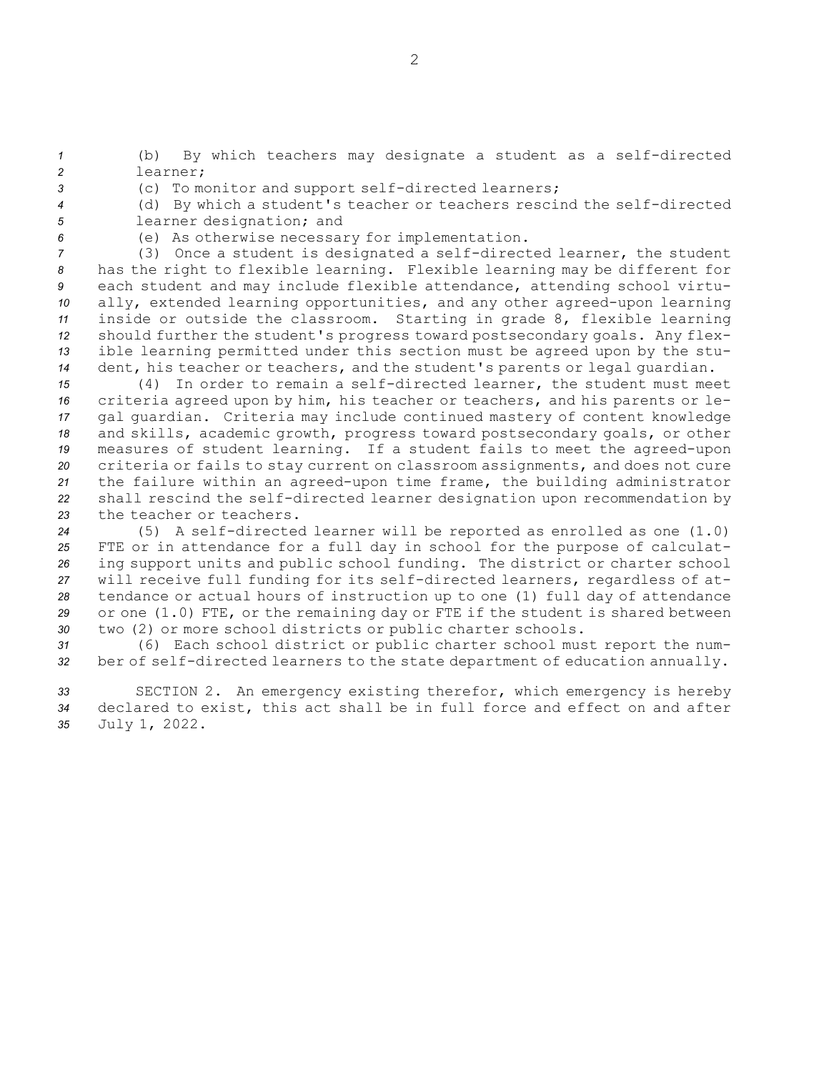(b) By which teachers may designate a student as a self-directed learner;

(c) To monitor and support self-directed learners;

(d) By which a student's teacher or teachers rescind the self-directed learner designation; and

(e) As otherwise necessary for implementation.

(3) Once a student is designated a self-directed learner, the student has the right to flexible learning. Flexible learning may be different for each student and may include flexible attendance, attending school virtually, extended learning opportunities, and any other agreed-upon learning inside or outside the classroom. Starting in grade 8, flexible learning should further the student's progress toward postsecondary goals. Any flexible learning permitted under this section must be agreed upon by the student, his teacher or teachers, and the student's parents or legal guardian.

(4) In order to remain a self-directed learner, the student must meet criteria agreed upon by him, his teacher or teachers, and his parents or legal guardian. Criteria may include continued mastery of content knowledge and skills, academic growth, progress toward postsecondary goals, or other measures of student learning. If a student fails to meet the agreed-upon criteria or fails to stay current on classroom assignments, and does not cure the failure within an agreed-upon time frame, the building administrator shall rescind the self-directed learner designation upon recommendation by the teacher or teachers.

(5) A self-directed learner will be reported as enrolled as one (1.0) FTE or in attendance for a full day in school for the purpose of calculating support units and public school funding. The district or charter school will receive full funding for its self-directed learners, regardless of attendance or actual hours of instruction up to one (1) full day of attendance or one (1.0) FTE, or the remaining day or FTE if the student is shared between two (2) or more school districts or public charter schools.

(6) Each school district or public charter school must report the number of self-directed learners to the state department of education annually.

SECTION 2. An emergency existing therefor, which emergency is hereby declared to exist, this act shall be in full force and effect on and after July 1, 2022.